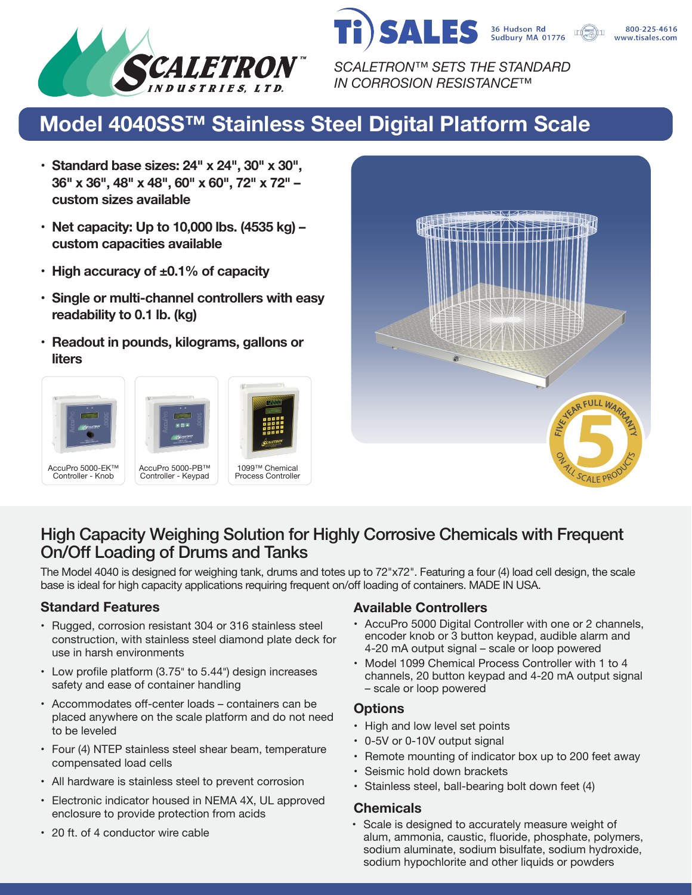SCALETRON™ INDUSTRIES, LTD.

Ti SALES 36 Hudson Rd Sudbury MA 01776 800-225-4616 www.tisales.com

*SCALETRON™ SETS THE STANDARD IN CORROSION RESISTANCE™*

# Model 4040SS™ Stainless Steel Digital Platform Scale

- **Standard base sizes: 24" x 24", 30" x 30", 36" x 36", 48" x 48", 60" x 60", 72" x 72" – custom sizes available**
- **Net capacity: Up to 10,000 lbs. (4535 kg) – custom capacities available**
- **High accuracy of ±0.1% of capacity**
- **Single or multi-channel controllers with easy readability to 0.1 lb. (kg)**
- **Readout in pounds, kilograms, gallons or liters**

AccuPro 5000-EK™ Controller - Knob

AccuPro 5000-PB™ Controller - Keypad

1099™ Chemical Process Controller

FIVE YEAR FULL WARRANTY 5 ON ALL SCALE PRODUCTS

## High Capacity Weighing Solution for Highly Corrosive Chemicals with Frequent On/Off Loading of Drums and Tanks

The Model 4040 is designed for weighing tank, drums and totes up to 72"x72". Featuring a four (4) load cell design, the scale base is ideal for high capacity applications requiring frequent on/off loading of containers. MADE IN USA.

### Standard Features

- Rugged, corrosion resistant 304 or 316 stainless steel construction, with stainless steel diamond plate deck for use in harsh environments
- Low profile platform (3.75" to 5.44") design increases safety and ease of container handling
- Accommodates off-center loads – containers can be placed anywhere on the scale platform and do not need to be leveled
- Four (4) NTEP stainless steel shear beam, temperature compensated load cells
- All hardware is stainless steel to prevent corrosion
- Electronic indicator housed in NEMA 4X, UL approved enclosure to provide protection from acids
- 20 ft. of 4 conductor wire cable

### Available Controllers

- AccuPro 5000 Digital Controller with one or 2 channels, encoder knob or 3 button keypad, audible alarm and 4-20 mA output signal – scale or loop powered
- Model 1099 Chemical Process Controller with 1 to 4 channels, 20 button keypad and 4-20 mA output signal – scale or loop powered

### Options

- High and low level set points
- 0-5V or 0-10V output signal
- Remote mounting of indicator box up to 200 feet away
- Seismic hold down brackets
- Stainless steel, ball-bearing bolt down feet (4)

### Chemicals

- Scale is designed to accurately measure weight of alum, ammonia, caustic, fluoride, phosphate, polymers, sodium aluminate, sodium bisulfate, sodium hydroxide, sodium hypochlorite and other liquids or powders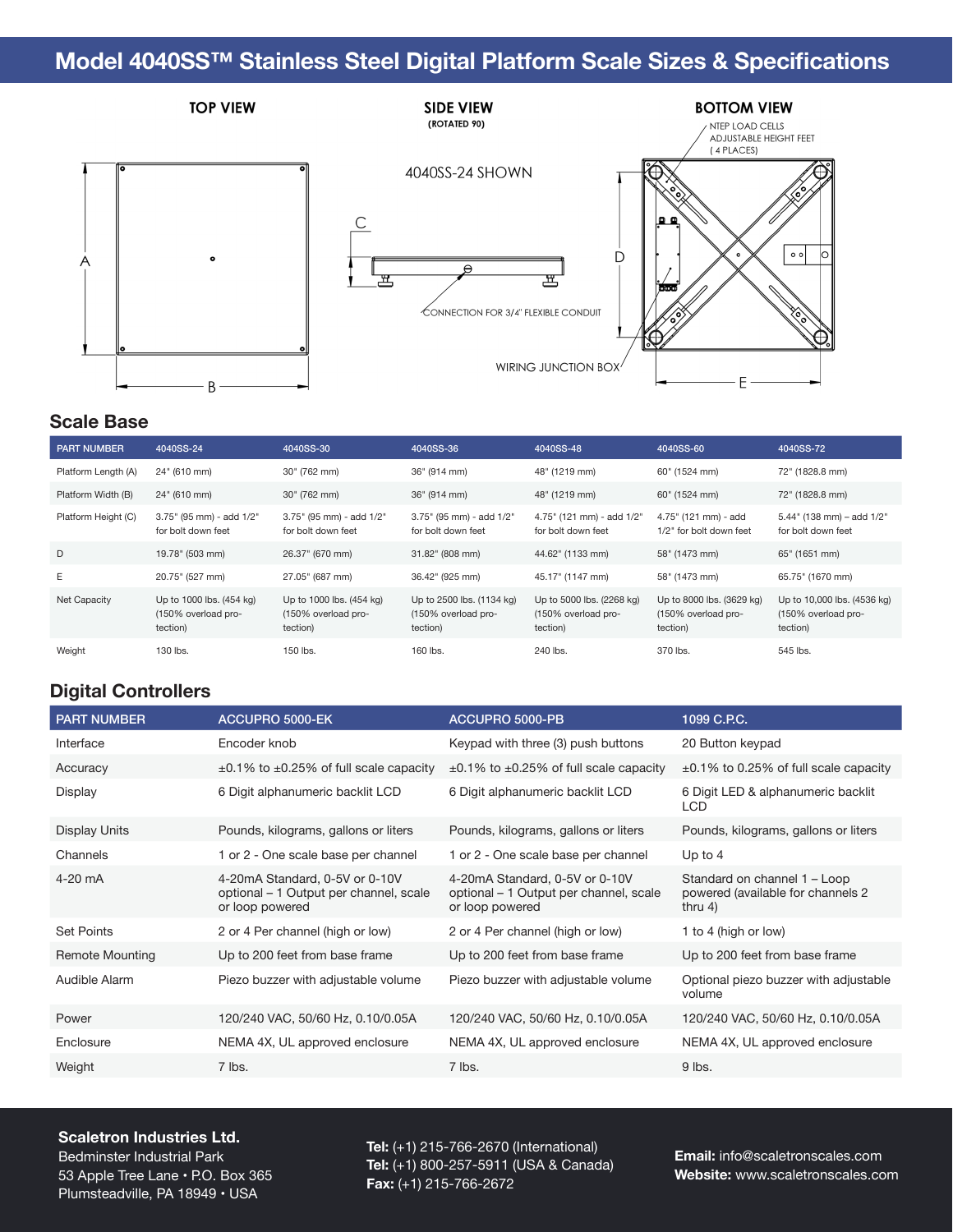# Model 4040SS™ Stainless Steel Digital Platform Scale Sizes & Specifications

TOP VIEW

SIDE VIEW
(ROTATED 90)

BOTTOM VIEW

4040SS-24 SHOWN

NTEP LOAD CELLS
ADJUSTABLE HEIGHT FEET
( 4 PLACES)

CONNECTION FOR 3/4" FLEXIBLE CONDUIT

WIRING JUNCTION BOX

A

B

C

D

E

## Scale Base

| PART NUMBER | 4040SS-24 | 4040SS-30 | 4040SS-36 | 4040SS-48 | 4040SS-60 | 4040SS-72 |
|---|---|---|---|---|---|---|
| Platform Length (A) | 24" (610 mm) | 30" (762 mm) | 36" (914 mm) | 48" (1219 mm) | 60" (1524 mm) | 72" (1828.8 mm) |
| Platform Width (B) | 24" (610 mm) | 30" (762 mm) | 36" (914 mm) | 48" (1219 mm) | 60" (1524 mm) | 72" (1828.8 mm) |
| Platform Height (C) | 3.75" (95 mm) - add 1/2" for bolt down feet | 3.75" (95 mm) - add 1/2" for bolt down feet | 3.75" (95 mm) - add 1/2" for bolt down feet | 4.75" (121 mm) - add 1/2" for bolt down feet | 4.75" (121 mm) - add 1/2" for bolt down feet | 5.44" (138 mm) – add 1/2" for bolt down feet |
| D | 19.78" (503 mm) | 26.37" (670 mm) | 31.82" (808 mm) | 44.62" (1133 mm) | 58" (1473 mm) | 65" (1651 mm) |
| E | 20.75" (527 mm) | 27.05" (687 mm) | 36.42" (925 mm) | 45.17" (1147 mm) | 58" (1473 mm) | 65.75" (1670 mm) |
| Net Capacity | Up to 1000 lbs. (454 kg) (150% overload protection) | Up to 1000 lbs. (454 kg) (150% overload protection) | Up to 2500 lbs. (1134 kg) (150% overload protection) | Up to 5000 lbs. (2268 kg) (150% overload protection) | Up to 8000 lbs. (3629 kg) (150% overload protection) | Up to 10,000 lbs. (4536 kg) (150% overload protection) |
| Weight | 130 lbs. | 150 lbs. | 160 lbs. | 240 lbs. | 370 lbs. | 545 lbs. |

## Digital Controllers

| PART NUMBER | ACCUPRO 5000-EK | ACCUPRO 5000-PB | 1099 C.P.C. |
|---|---|---|---|
| Interface | Encoder knob | Keypad with three (3) push buttons | 20 Button keypad |
| Accuracy | ±0.1% to ±0.25% of full scale capacity | ±0.1% to ±0.25% of full scale capacity | ±0.1% to 0.25% of full scale capacity |
| Display | 6 Digit alphanumeric backlit LCD | 6 Digit alphanumeric backlit LCD | 6 Digit LED & alphanumeric backlit LCD |
| Display Units | Pounds, kilograms, gallons or liters | Pounds, kilograms, gallons or liters | Pounds, kilograms, gallons or liters |
| Channels | 1 or 2 - One scale base per channel | 1 or 2 - One scale base per channel | Up to 4 |
| 4-20 mA | 4-20mA Standard, 0-5V or 0-10V optional – 1 Output per channel, scale or loop powered | 4-20mA Standard, 0-5V or 0-10V optional – 1 Output per channel, scale or loop powered | Standard on channel 1 – Loop powered (available for channels 2 thru 4) |
| Set Points | 2 or 4 Per channel (high or low) | 2 or 4 Per channel (high or low) | 1 to 4 (high or low) |
| Remote Mounting | Up to 200 feet from base frame | Up to 200 feet from base frame | Up to 200 feet from base frame |
| Audible Alarm | Piezo buzzer with adjustable volume | Piezo buzzer with adjustable volume | Optional piezo buzzer with adjustable volume |
| Power | 120/240 VAC, 50/60 Hz, 0.10/0.05A | 120/240 VAC, 50/60 Hz, 0.10/0.05A | 120/240 VAC, 50/60 Hz, 0.10/0.05A |
| Enclosure | NEMA 4X, UL approved enclosure | NEMA 4X, UL approved enclosure | NEMA 4X, UL approved enclosure |
| Weight | 7 lbs. | 7 lbs. | 9 lbs. |

**Scaletron Industries Ltd.**
Bedminster Industrial Park
53 Apple Tree Lane • P.O. Box 365
Plumsteadville, PA 18949 • USA

**Tel:** (+1) 215-766-2670 (International)
**Tel:** (+1) 800-257-5911 (USA & Canada)
**Fax:** (+1) 215-766-2672

**Email:** info@scaletronscales.com
**Website:** www.scaletronscales.com